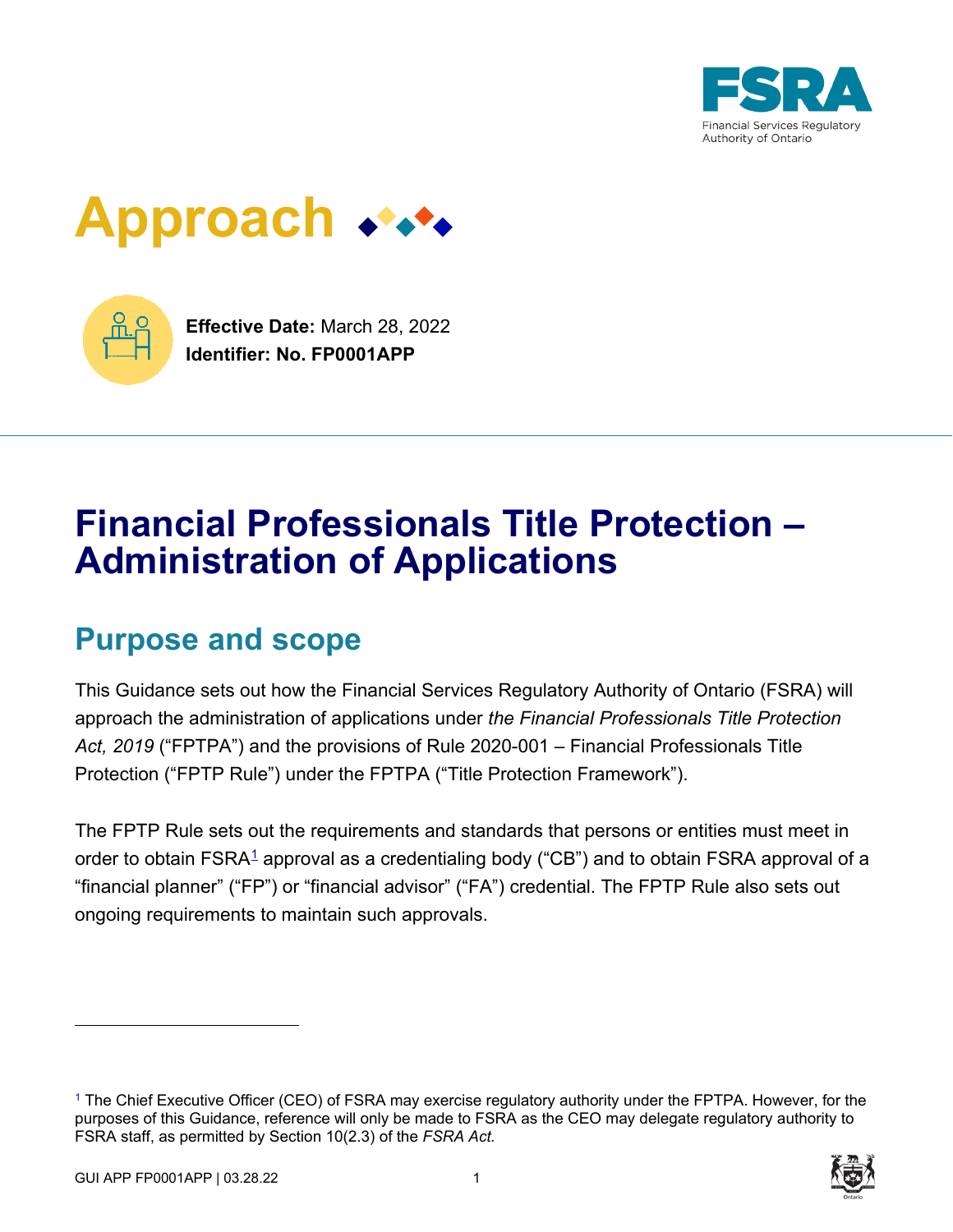Approach

**Effective Date:** March 28, 2022
**Identifier: No. FP0001APP**

# Financial Professionals Title Protection – Administration of Applications

## Purpose and scope

This Guidance sets out how the Financial Services Regulatory Authority of Ontario (FSRA) will approach the administration of applications under *the Financial Professionals Title Protection Act, 2019* ("FPTPA") and the provisions of Rule 2020-001 – Financial Professionals Title Protection ("FPTP Rule") under the FPTPA ("Title Protection Framework").

The FPTP Rule sets out the requirements and standards that persons or entities must meet in order to obtain FSRA[1] approval as a credentialing body ("CB") and to obtain FSRA approval of a "financial planner" ("FP") or "financial advisor" ("FA") credential. The FPTP Rule also sets out ongoing requirements to maintain such approvals.

[1] The Chief Executive Officer (CEO) of FSRA may exercise regulatory authority under the FPTPA. However, for the purposes of this Guidance, reference will only be made to FSRA as the CEO may delegate regulatory authority to FSRA staff, as permitted by Section 10(2.3) of the *FSRA Act.*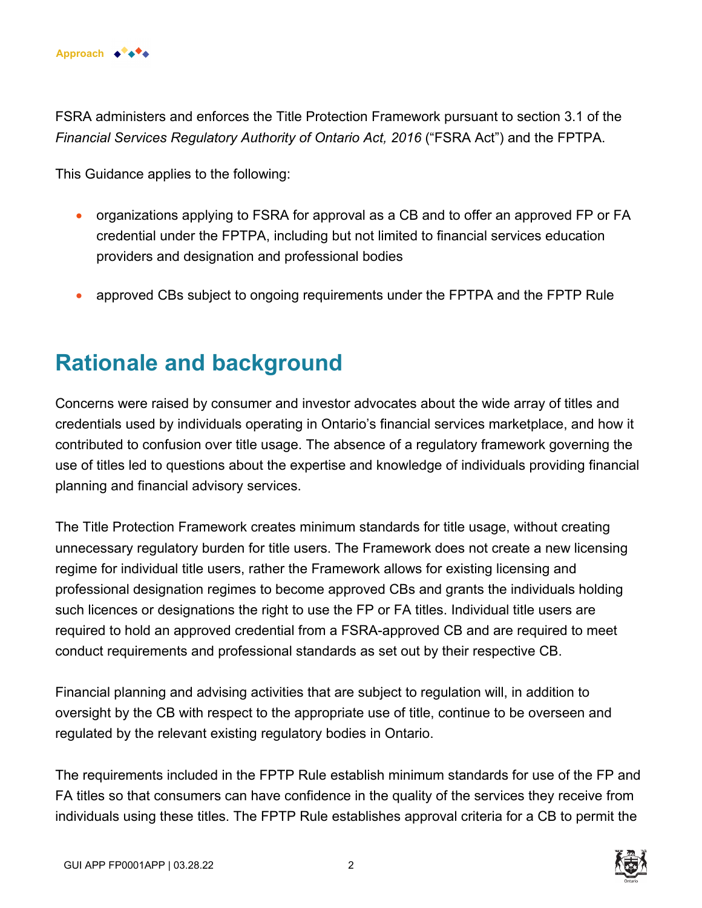FSRA administers and enforces the Title Protection Framework pursuant to section 3.1 of the *Financial Services Regulatory Authority of Ontario Act, 2016* ("FSRA Act") and the FPTPA.

This Guidance applies to the following:

- organizations applying to FSRA for approval as a CB and to offer an approved FP or FA credential under the FPTPA, including but not limited to financial services education providers and designation and professional bodies
- approved CBs subject to ongoing requirements under the FPTPA and the FPTP Rule

## Rationale and background

Concerns were raised by consumer and investor advocates about the wide array of titles and credentials used by individuals operating in Ontario's financial services marketplace, and how it contributed to confusion over title usage. The absence of a regulatory framework governing the use of titles led to questions about the expertise and knowledge of individuals providing financial planning and financial advisory services.

The Title Protection Framework creates minimum standards for title usage, without creating unnecessary regulatory burden for title users. The Framework does not create a new licensing regime for individual title users, rather the Framework allows for existing licensing and professional designation regimes to become approved CBs and grants the individuals holding such licences or designations the right to use the FP or FA titles. Individual title users are required to hold an approved credential from a FSRA-approved CB and are required to meet conduct requirements and professional standards as set out by their respective CB.

Financial planning and advising activities that are subject to regulation will, in addition to oversight by the CB with respect to the appropriate use of title, continue to be overseen and regulated by the relevant existing regulatory bodies in Ontario.

The requirements included in the FPTP Rule establish minimum standards for use of the FP and FA titles so that consumers can have confidence in the quality of the services they receive from individuals using these titles. The FPTP Rule establishes approval criteria for a CB to permit the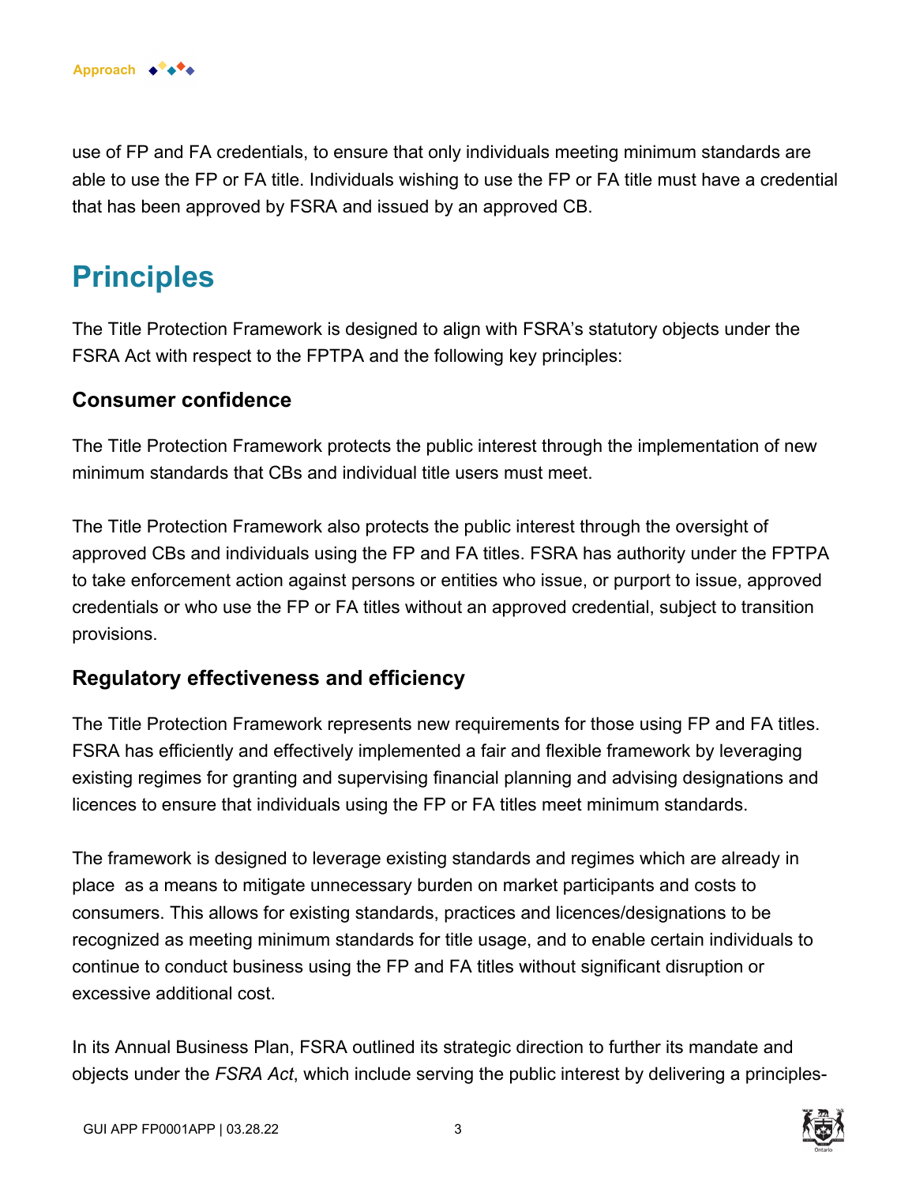use of FP and FA credentials, to ensure that only individuals meeting minimum standards are able to use the FP or FA title. Individuals wishing to use the FP or FA title must have a credential that has been approved by FSRA and issued by an approved CB.

# Principles

The Title Protection Framework is designed to align with FSRA's statutory objects under the FSRA Act with respect to the FPTPA and the following key principles:

## Consumer confidence

The Title Protection Framework protects the public interest through the implementation of new minimum standards that CBs and individual title users must meet.

The Title Protection Framework also protects the public interest through the oversight of approved CBs and individuals using the FP and FA titles. FSRA has authority under the FPTPA to take enforcement action against persons or entities who issue, or purport to issue, approved credentials or who use the FP or FA titles without an approved credential, subject to transition provisions.

## Regulatory effectiveness and efficiency

The Title Protection Framework represents new requirements for those using FP and FA titles. FSRA has efficiently and effectively implemented a fair and flexible framework by leveraging existing regimes for granting and supervising financial planning and advising designations and licences to ensure that individuals using the FP or FA titles meet minimum standards.

The framework is designed to leverage existing standards and regimes which are already in place as a means to mitigate unnecessary burden on market participants and costs to consumers. This allows for existing standards, practices and licences/designations to be recognized as meeting minimum standards for title usage, and to enable certain individuals to continue to conduct business using the FP and FA titles without significant disruption or excessive additional cost.

In its Annual Business Plan, FSRA outlined its strategic direction to further its mandate and objects under the *FSRA Act*, which include serving the public interest by delivering a principles-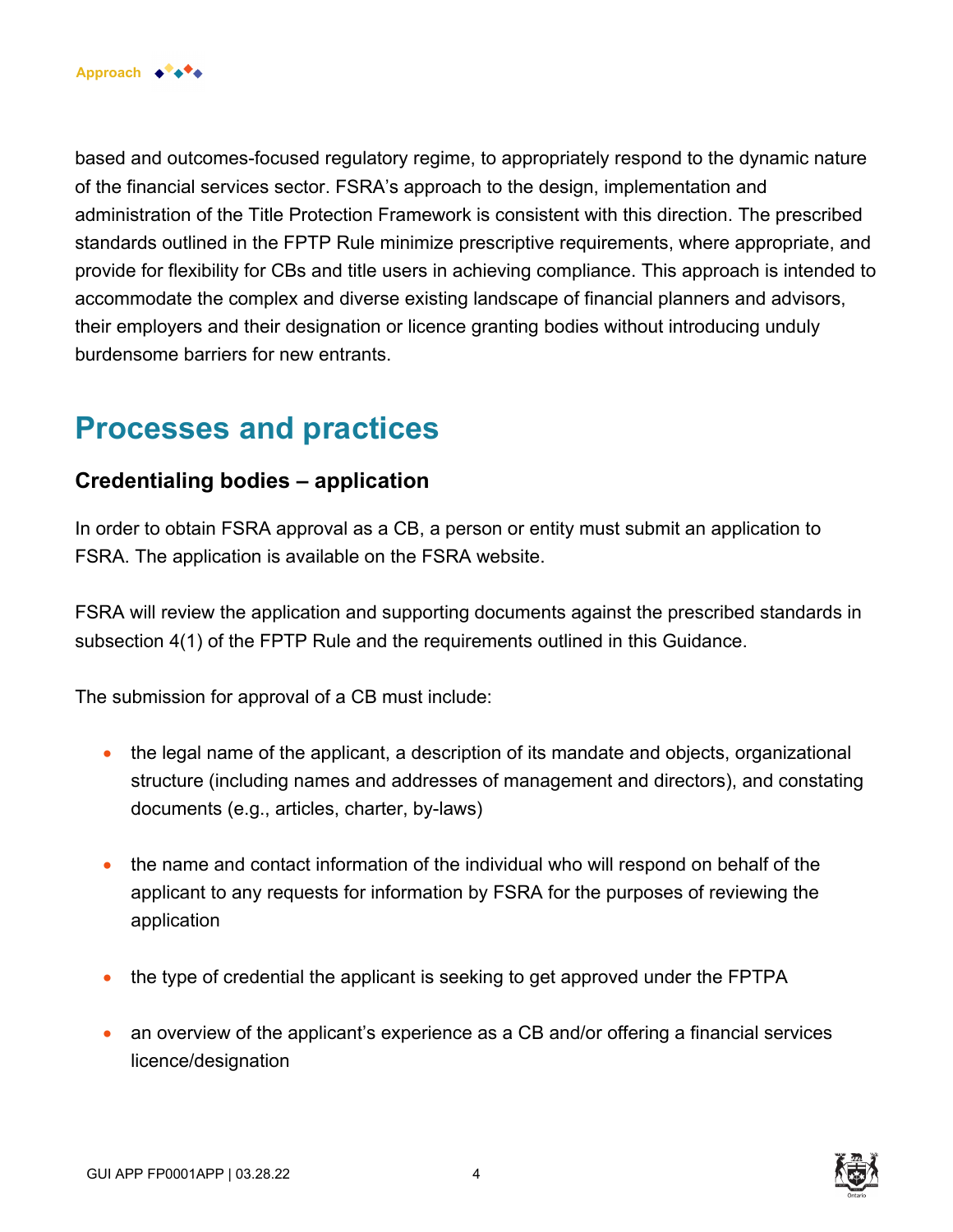based and outcomes-focused regulatory regime, to appropriately respond to the dynamic nature of the financial services sector. FSRA's approach to the design, implementation and administration of the Title Protection Framework is consistent with this direction. The prescribed standards outlined in the FPTP Rule minimize prescriptive requirements, where appropriate, and provide for flexibility for CBs and title users in achieving compliance. This approach is intended to accommodate the complex and diverse existing landscape of financial planners and advisors, their employers and their designation or licence granting bodies without introducing unduly burdensome barriers for new entrants.

# Processes and practices

## Credentialing bodies – application

In order to obtain FSRA approval as a CB, a person or entity must submit an application to FSRA. The application is available on the FSRA website.

FSRA will review the application and supporting documents against the prescribed standards in subsection 4(1) of the FPTP Rule and the requirements outlined in this Guidance.

The submission for approval of a CB must include:

- the legal name of the applicant, a description of its mandate and objects, organizational structure (including names and addresses of management and directors), and constating documents (e.g., articles, charter, by-laws)
- the name and contact information of the individual who will respond on behalf of the applicant to any requests for information by FSRA for the purposes of reviewing the application
- the type of credential the applicant is seeking to get approved under the FPTPA
- an overview of the applicant's experience as a CB and/or offering a financial services licence/designation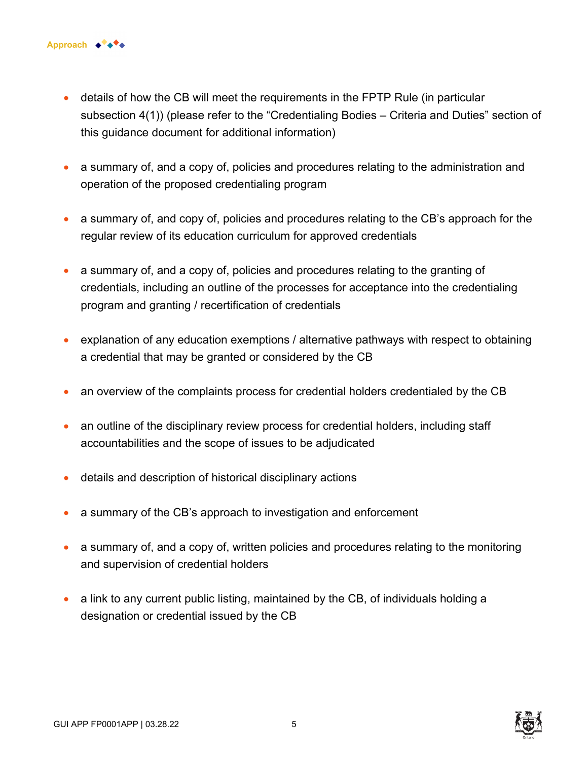- details of how the CB will meet the requirements in the FPTP Rule (in particular subsection 4(1)) (please refer to the "Credentialing Bodies – Criteria and Duties" section of this guidance document for additional information)

- a summary of, and a copy of, policies and procedures relating to the administration and operation of the proposed credentialing program

- a summary of, and copy of, policies and procedures relating to the CB's approach for the regular review of its education curriculum for approved credentials

- a summary of, and a copy of, policies and procedures relating to the granting of credentials, including an outline of the processes for acceptance into the credentialing program and granting / recertification of credentials

- explanation of any education exemptions / alternative pathways with respect to obtaining a credential that may be granted or considered by the CB

- an overview of the complaints process for credential holders credentialed by the CB

- an outline of the disciplinary review process for credential holders, including staff accountabilities and the scope of issues to be adjudicated

- details and description of historical disciplinary actions

- a summary of the CB's approach to investigation and enforcement

- a summary of, and a copy of, written policies and procedures relating to the monitoring and supervision of credential holders

- a link to any current public listing, maintained by the CB, of individuals holding a designation or credential issued by the CB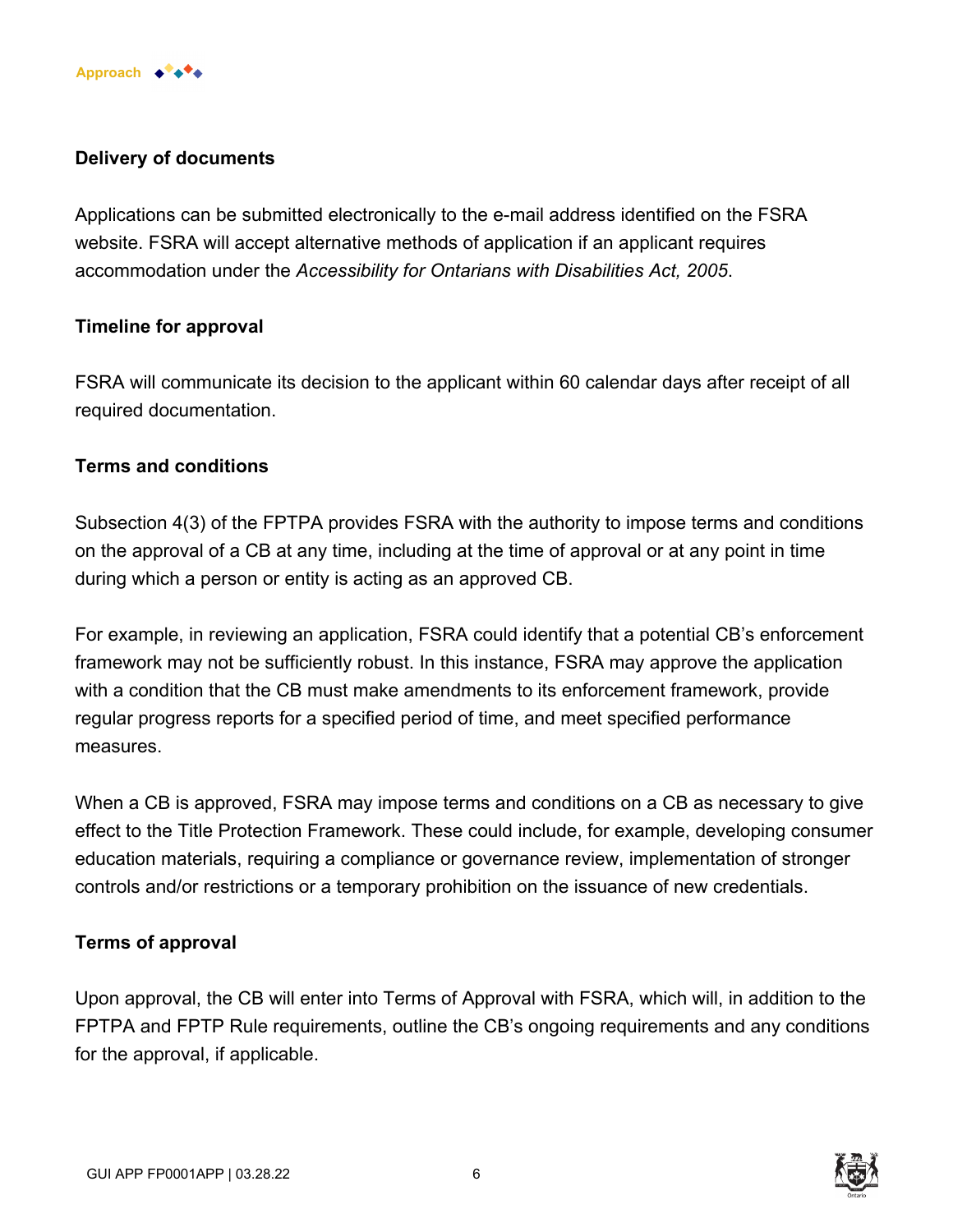### Delivery of documents

Applications can be submitted electronically to the e-mail address identified on the FSRA website. FSRA will accept alternative methods of application if an applicant requires accommodation under the *Accessibility for Ontarians with Disabilities Act, 2005*.

### Timeline for approval

FSRA will communicate its decision to the applicant within 60 calendar days after receipt of all required documentation.

### Terms and conditions

Subsection 4(3) of the FPTPA provides FSRA with the authority to impose terms and conditions on the approval of a CB at any time, including at the time of approval or at any point in time during which a person or entity is acting as an approved CB.

For example, in reviewing an application, FSRA could identify that a potential CB's enforcement framework may not be sufficiently robust. In this instance, FSRA may approve the application with a condition that the CB must make amendments to its enforcement framework, provide regular progress reports for a specified period of time, and meet specified performance measures.

When a CB is approved, FSRA may impose terms and conditions on a CB as necessary to give effect to the Title Protection Framework. These could include, for example, developing consumer education materials, requiring a compliance or governance review, implementation of stronger controls and/or restrictions or a temporary prohibition on the issuance of new credentials.

### Terms of approval

Upon approval, the CB will enter into Terms of Approval with FSRA, which will, in addition to the FPTPA and FPTP Rule requirements, outline the CB's ongoing requirements and any conditions for the approval, if applicable.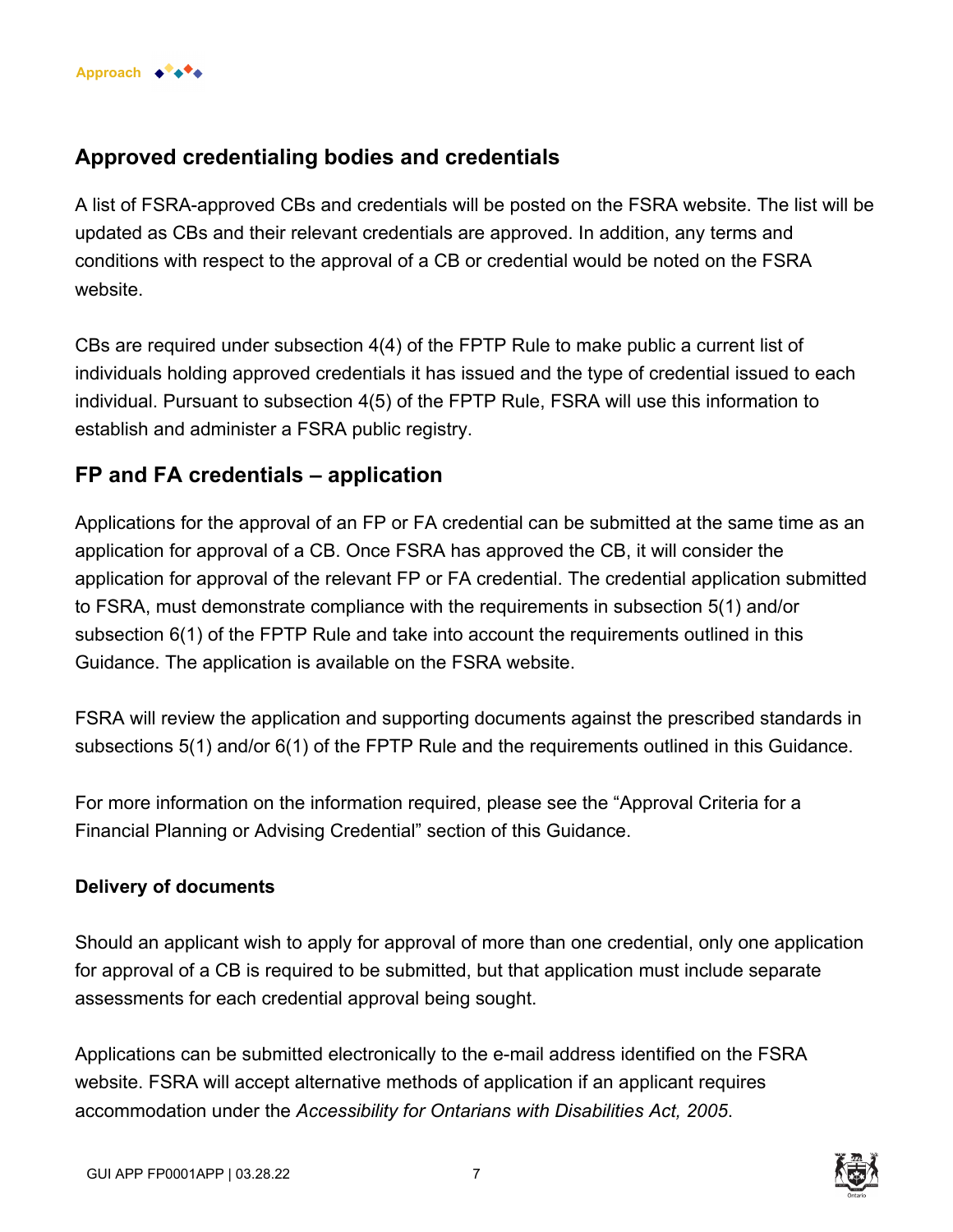## Approved credentialing bodies and credentials

A list of FSRA-approved CBs and credentials will be posted on the FSRA website. The list will be updated as CBs and their relevant credentials are approved. In addition, any terms and conditions with respect to the approval of a CB or credential would be noted on the FSRA website.

CBs are required under subsection 4(4) of the FPTP Rule to make public a current list of individuals holding approved credentials it has issued and the type of credential issued to each individual. Pursuant to subsection 4(5) of the FPTP Rule, FSRA will use this information to establish and administer a FSRA public registry.

## FP and FA credentials – application

Applications for the approval of an FP or FA credential can be submitted at the same time as an application for approval of a CB. Once FSRA has approved the CB, it will consider the application for approval of the relevant FP or FA credential. The credential application submitted to FSRA, must demonstrate compliance with the requirements in subsection 5(1) and/or subsection 6(1) of the FPTP Rule and take into account the requirements outlined in this Guidance. The application is available on the FSRA website.

FSRA will review the application and supporting documents against the prescribed standards in subsections 5(1) and/or 6(1) of the FPTP Rule and the requirements outlined in this Guidance.

For more information on the information required, please see the “Approval Criteria for a Financial Planning or Advising Credential” section of this Guidance.

### Delivery of documents

Should an applicant wish to apply for approval of more than one credential, only one application for approval of a CB is required to be submitted, but that application must include separate assessments for each credential approval being sought.

Applications can be submitted electronically to the e-mail address identified on the FSRA website. FSRA will accept alternative methods of application if an applicant requires accommodation under the *Accessibility for Ontarians with Disabilities Act, 2005*.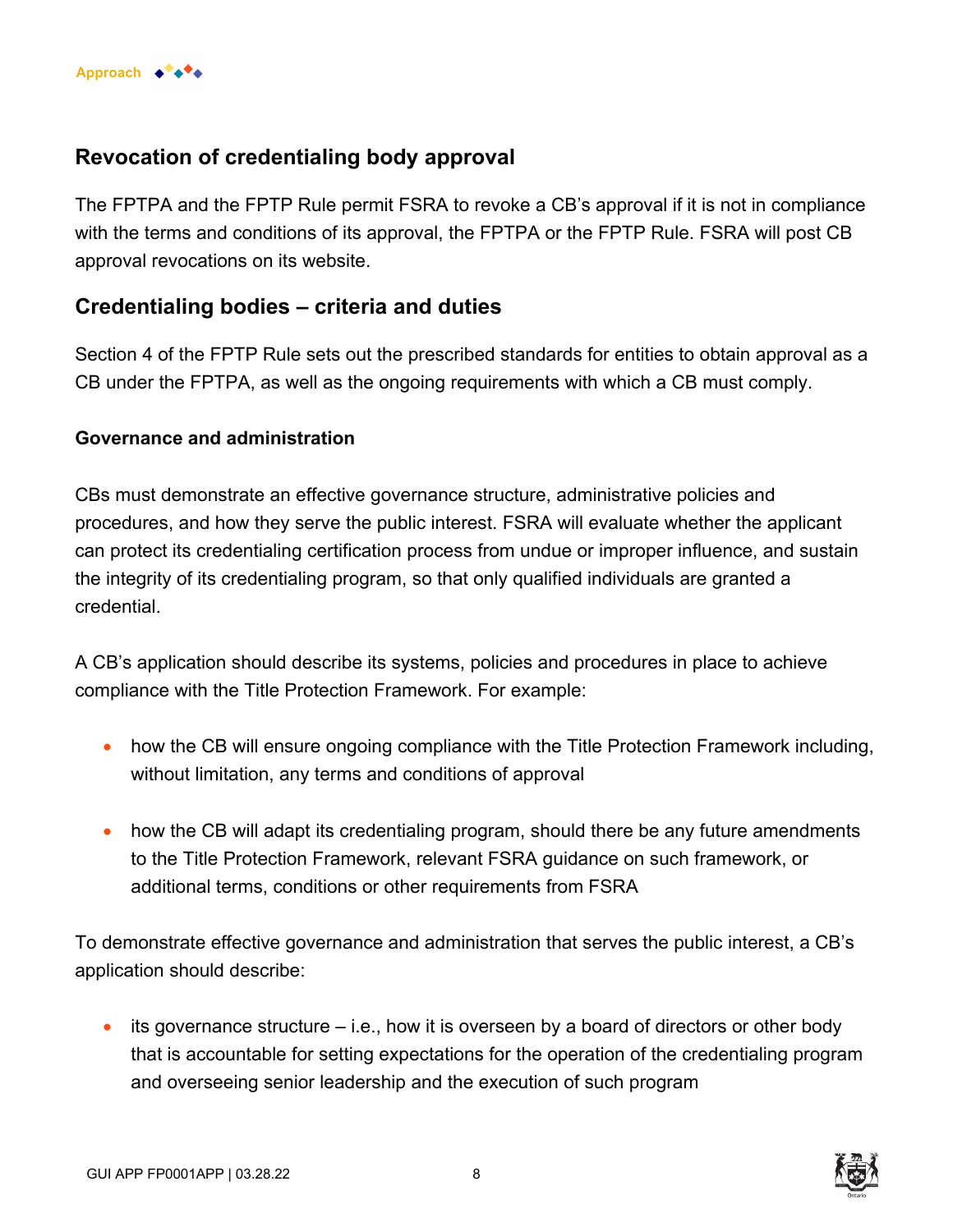## Revocation of credentialing body approval

The FPTPA and the FPTP Rule permit FSRA to revoke a CB's approval if it is not in compliance with the terms and conditions of its approval, the FPTPA or the FPTP Rule. FSRA will post CB approval revocations on its website.

## Credentialing bodies – criteria and duties

Section 4 of the FPTP Rule sets out the prescribed standards for entities to obtain approval as a CB under the FPTPA, as well as the ongoing requirements with which a CB must comply.

### Governance and administration

CBs must demonstrate an effective governance structure, administrative policies and procedures, and how they serve the public interest. FSRA will evaluate whether the applicant can protect its credentialing certification process from undue or improper influence, and sustain the integrity of its credentialing program, so that only qualified individuals are granted a credential.

A CB's application should describe its systems, policies and procedures in place to achieve compliance with the Title Protection Framework. For example:

- how the CB will ensure ongoing compliance with the Title Protection Framework including, without limitation, any terms and conditions of approval
- how the CB will adapt its credentialing program, should there be any future amendments to the Title Protection Framework, relevant FSRA guidance on such framework, or additional terms, conditions or other requirements from FSRA

To demonstrate effective governance and administration that serves the public interest, a CB's application should describe:

- its governance structure – i.e., how it is overseen by a board of directors or other body that is accountable for setting expectations for the operation of the credentialing program and overseeing senior leadership and the execution of such program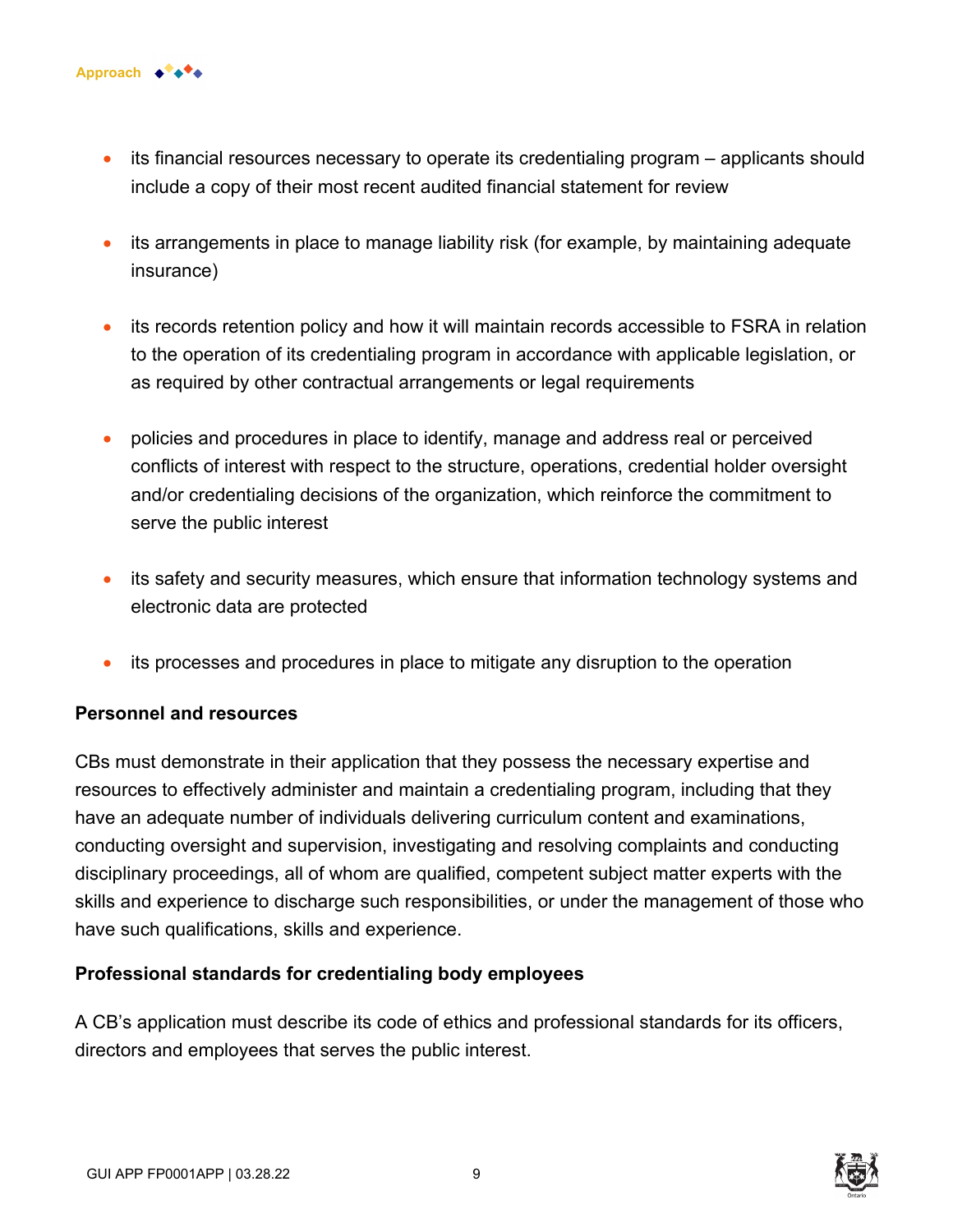- its financial resources necessary to operate its credentialing program – applicants should include a copy of their most recent audited financial statement for review
- its arrangements in place to manage liability risk (for example, by maintaining adequate insurance)
- its records retention policy and how it will maintain records accessible to FSRA in relation to the operation of its credentialing program in accordance with applicable legislation, or as required by other contractual arrangements or legal requirements
- policies and procedures in place to identify, manage and address real or perceived conflicts of interest with respect to the structure, operations, credential holder oversight and/or credentialing decisions of the organization, which reinforce the commitment to serve the public interest
- its safety and security measures, which ensure that information technology systems and electronic data are protected
- its processes and procedures in place to mitigate any disruption to the operation

**Personnel and resources**

CBs must demonstrate in their application that they possess the necessary expertise and resources to effectively administer and maintain a credentialing program, including that they have an adequate number of individuals delivering curriculum content and examinations, conducting oversight and supervision, investigating and resolving complaints and conducting disciplinary proceedings, all of whom are qualified, competent subject matter experts with the skills and experience to discharge such responsibilities, or under the management of those who have such qualifications, skills and experience.

**Professional standards for credentialing body employees**

A CB's application must describe its code of ethics and professional standards for its officers, directors and employees that serves the public interest.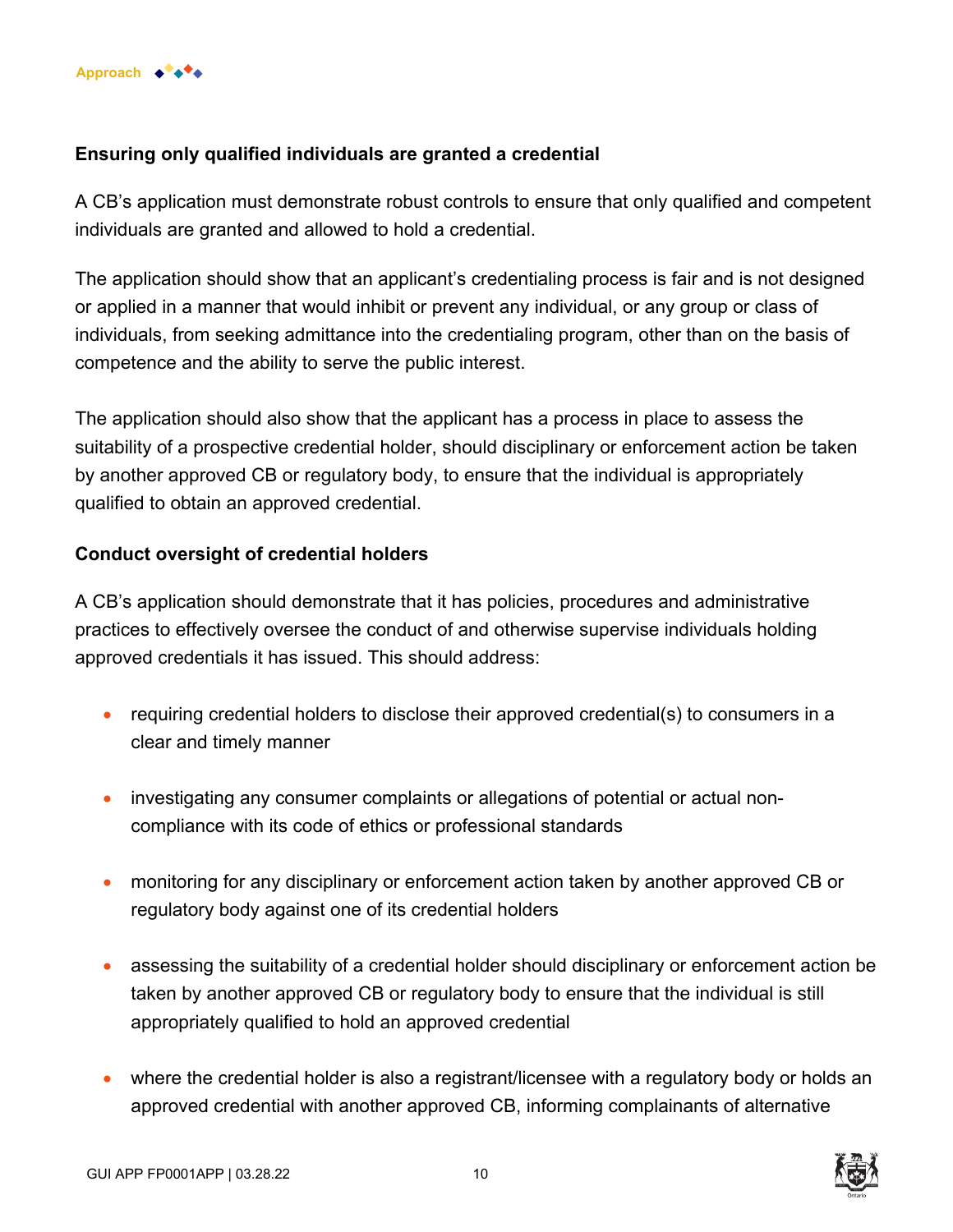### Ensuring only qualified individuals are granted a credential

A CB's application must demonstrate robust controls to ensure that only qualified and competent individuals are granted and allowed to hold a credential.

The application should show that an applicant's credentialing process is fair and is not designed or applied in a manner that would inhibit or prevent any individual, or any group or class of individuals, from seeking admittance into the credentialing program, other than on the basis of competence and the ability to serve the public interest.

The application should also show that the applicant has a process in place to assess the suitability of a prospective credential holder, should disciplinary or enforcement action be taken by another approved CB or regulatory body, to ensure that the individual is appropriately qualified to obtain an approved credential.

### Conduct oversight of credential holders

A CB's application should demonstrate that it has policies, procedures and administrative practices to effectively oversee the conduct of and otherwise supervise individuals holding approved credentials it has issued. This should address:

- requiring credential holders to disclose their approved credential(s) to consumers in a clear and timely manner
- investigating any consumer complaints or allegations of potential or actual non-compliance with its code of ethics or professional standards
- monitoring for any disciplinary or enforcement action taken by another approved CB or regulatory body against one of its credential holders
- assessing the suitability of a credential holder should disciplinary or enforcement action be taken by another approved CB or regulatory body to ensure that the individual is still appropriately qualified to hold an approved credential
- where the credential holder is also a registrant/licensee with a regulatory body or holds an approved credential with another approved CB, informing complainants of alternative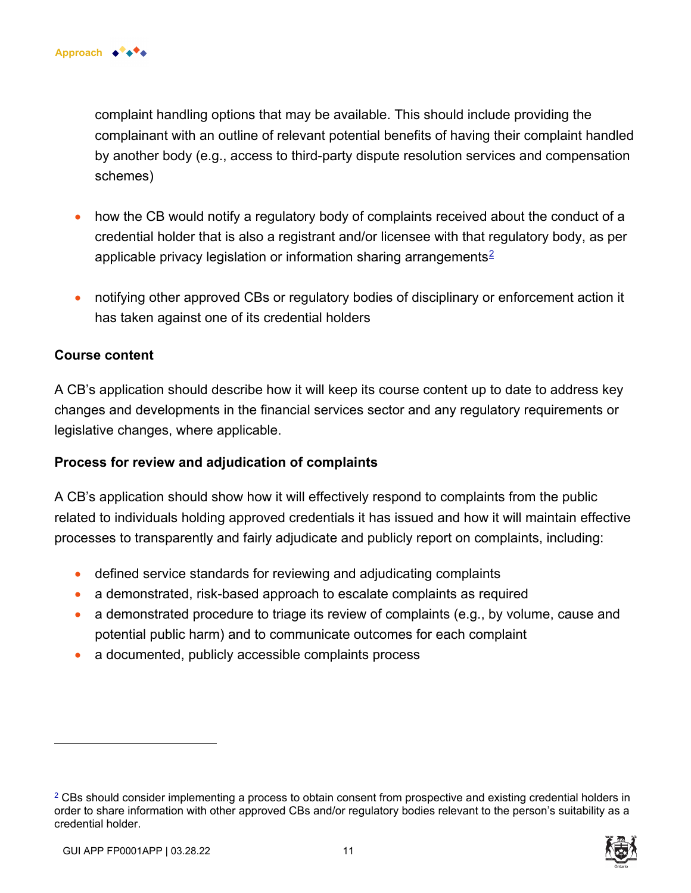complaint handling options that may be available. This should include providing the complainant with an outline of relevant potential benefits of having their complaint handled by another body (e.g., access to third-party dispute resolution services and compensation schemes)

- how the CB would notify a regulatory body of complaints received about the conduct of a credential holder that is also a registrant and/or licensee with that regulatory body, as per applicable privacy legislation or information sharing arrangements[2]

- notifying other approved CBs or regulatory bodies of disciplinary or enforcement action it has taken against one of its credential holders

**Course content**

A CB's application should describe how it will keep its course content up to date to address key changes and developments in the financial services sector and any regulatory requirements or legislative changes, where applicable.

**Process for review and adjudication of complaints**

A CB's application should show how it will effectively respond to complaints from the public related to individuals holding approved credentials it has issued and how it will maintain effective processes to transparently and fairly adjudicate and publicly report on complaints, including:

- defined service standards for reviewing and adjudicating complaints
- a demonstrated, risk-based approach to escalate complaints as required
- a demonstrated procedure to triage its review of complaints (e.g., by volume, cause and potential public harm) and to communicate outcomes for each complaint
- a documented, publicly accessible complaints process

---

[2] CBs should consider implementing a process to obtain consent from prospective and existing credential holders in order to share information with other approved CBs and/or regulatory bodies relevant to the person's suitability as a credential holder.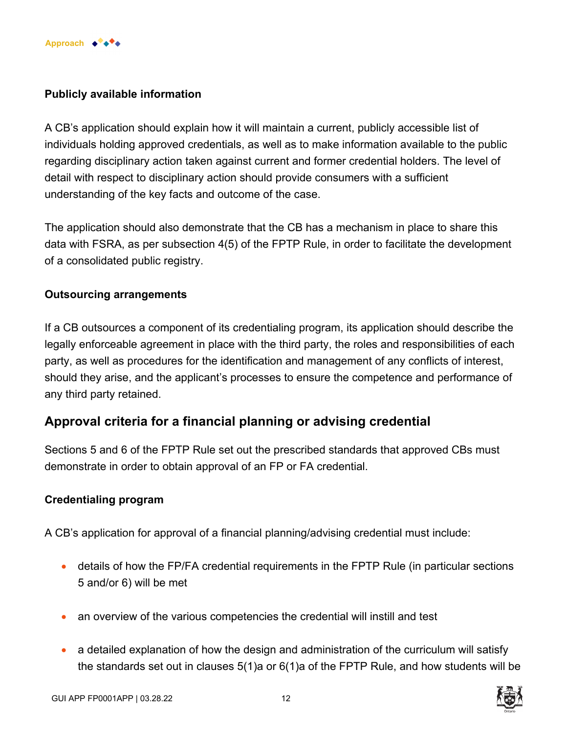#### Publicly available information

A CB's application should explain how it will maintain a current, publicly accessible list of individuals holding approved credentials, as well as to make information available to the public regarding disciplinary action taken against current and former credential holders. The level of detail with respect to disciplinary action should provide consumers with a sufficient understanding of the key facts and outcome of the case.

The application should also demonstrate that the CB has a mechanism in place to share this data with FSRA, as per subsection 4(5) of the FPTP Rule, in order to facilitate the development of a consolidated public registry.

#### Outsourcing arrangements

If a CB outsources a component of its credentialing program, its application should describe the legally enforceable agreement in place with the third party, the roles and responsibilities of each party, as well as procedures for the identification and management of any conflicts of interest, should they arise, and the applicant's processes to ensure the competence and performance of any third party retained.

### Approval criteria for a financial planning or advising credential

Sections 5 and 6 of the FPTP Rule set out the prescribed standards that approved CBs must demonstrate in order to obtain approval of an FP or FA credential.

#### Credentialing program

A CB's application for approval of a financial planning/advising credential must include:

- details of how the FP/FA credential requirements in the FPTP Rule (in particular sections 5 and/or 6) will be met
- an overview of the various competencies the credential will instill and test
- a detailed explanation of how the design and administration of the curriculum will satisfy the standards set out in clauses 5(1)a or 6(1)a of the FPTP Rule, and how students will be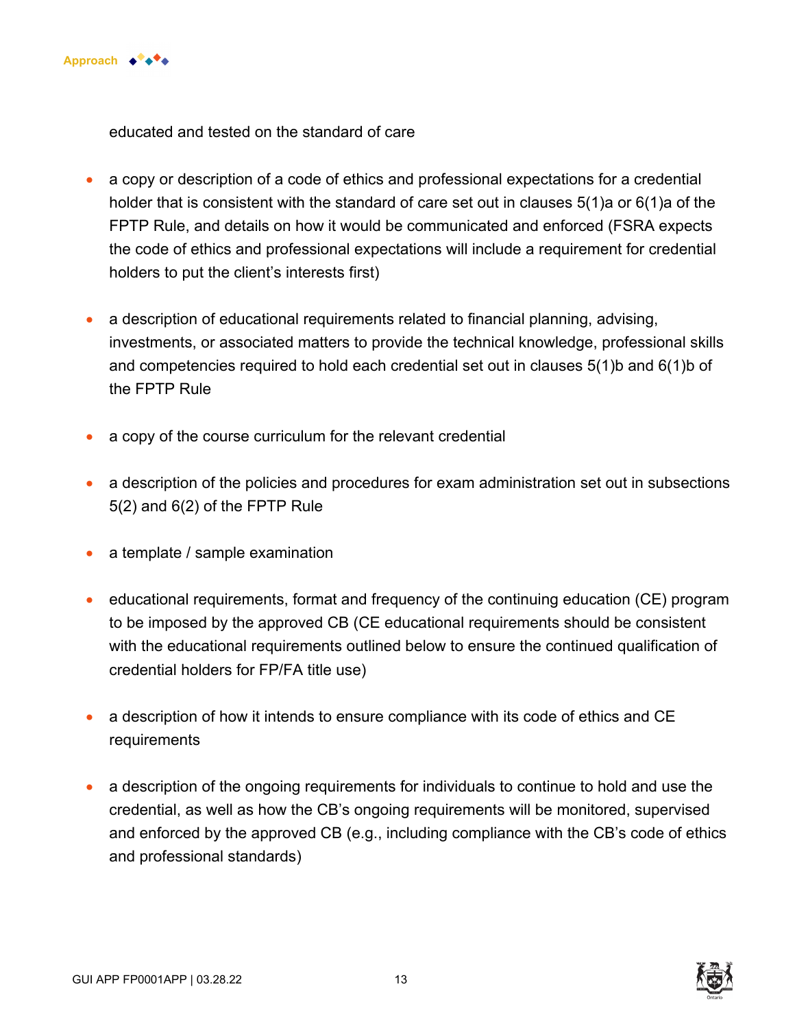educated and tested on the standard of care

- a copy or description of a code of ethics and professional expectations for a credential holder that is consistent with the standard of care set out in clauses 5(1)a or 6(1)a of the FPTP Rule, and details on how it would be communicated and enforced (FSRA expects the code of ethics and professional expectations will include a requirement for credential holders to put the client's interests first)
- a description of educational requirements related to financial planning, advising, investments, or associated matters to provide the technical knowledge, professional skills and competencies required to hold each credential set out in clauses 5(1)b and 6(1)b of the FPTP Rule
- a copy of the course curriculum for the relevant credential
- a description of the policies and procedures for exam administration set out in subsections 5(2) and 6(2) of the FPTP Rule
- a template / sample examination
- educational requirements, format and frequency of the continuing education (CE) program to be imposed by the approved CB (CE educational requirements should be consistent with the educational requirements outlined below to ensure the continued qualification of credential holders for FP/FA title use)
- a description of how it intends to ensure compliance with its code of ethics and CE requirements
- a description of the ongoing requirements for individuals to continue to hold and use the credential, as well as how the CB's ongoing requirements will be monitored, supervised and enforced by the approved CB (e.g., including compliance with the CB's code of ethics and professional standards)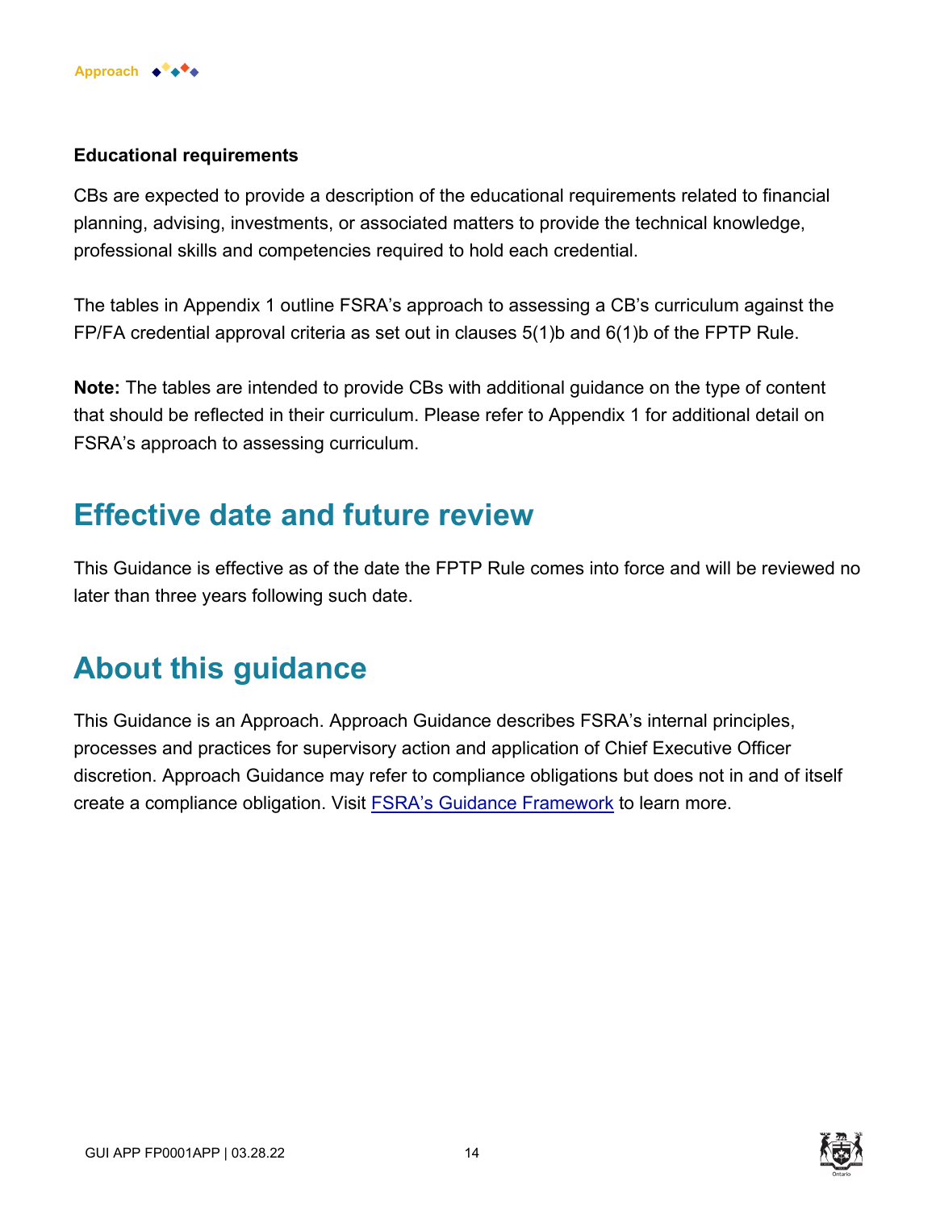### Educational requirements

CBs are expected to provide a description of the educational requirements related to financial planning, advising, investments, or associated matters to provide the technical knowledge, professional skills and competencies required to hold each credential.

The tables in Appendix 1 outline FSRA's approach to assessing a CB's curriculum against the FP/FA credential approval criteria as set out in clauses 5(1)b and 6(1)b of the FPTP Rule.

**Note:** The tables are intended to provide CBs with additional guidance on the type of content that should be reflected in their curriculum. Please refer to Appendix 1 for additional detail on FSRA's approach to assessing curriculum.

## Effective date and future review

This Guidance is effective as of the date the FPTP Rule comes into force and will be reviewed no later than three years following such date.

## About this guidance

This Guidance is an Approach. Approach Guidance describes FSRA's internal principles, processes and practices for supervisory action and application of Chief Executive Officer discretion. Approach Guidance may refer to compliance obligations but does not in and of itself create a compliance obligation. Visit FSRA's Guidance Framework to learn more.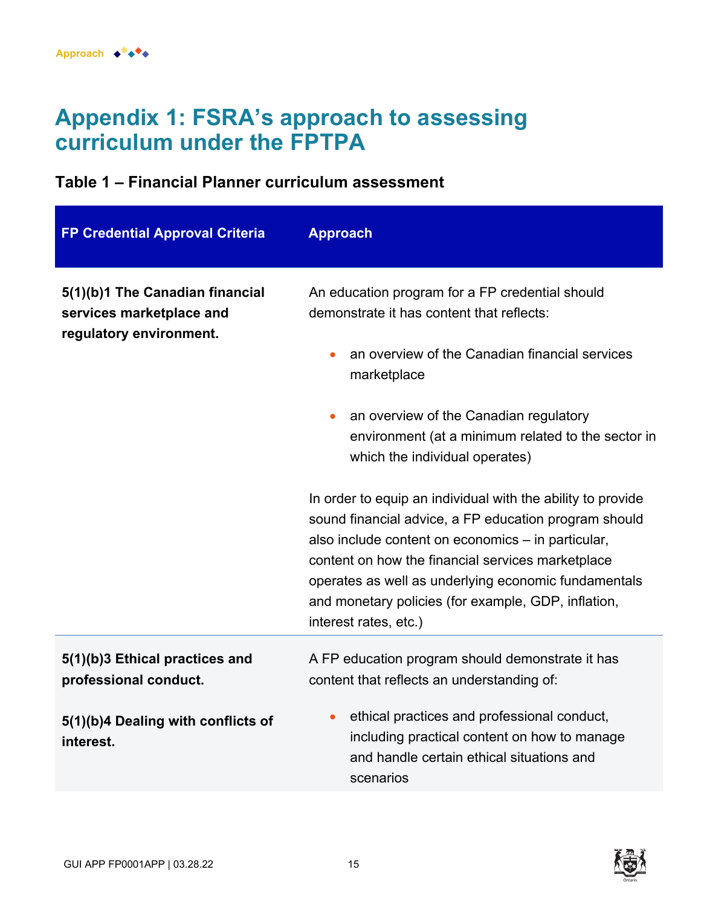# Appendix 1: FSRA's approach to assessing curriculum under the FPTPA

### Table 1 – Financial Planner curriculum assessment

| FP Credential Approval Criteria | Approach |
| --- | --- |
| **5(1)(b)1 The Canadian financial services marketplace and regulatory environment.** | An education program for a FP credential should demonstrate it has content that reflects:<br>• an overview of the Canadian financial services marketplace<br>• an overview of the Canadian regulatory environment (at a minimum related to the sector in which the individual operates)<br><br>In order to equip an individual with the ability to provide sound financial advice, a FP education program should also include content on economics – in particular, content on how the financial services marketplace operates as well as underlying economic fundamentals and monetary policies (for example, GDP, inflation, interest rates, etc.) |
| **5(1)(b)3 Ethical practices and professional conduct.**<br><br>**5(1)(b)4 Dealing with conflicts of interest.** | A FP education program should demonstrate it has content that reflects an understanding of:<br>• ethical practices and professional conduct, including practical content on how to manage and handle certain ethical situations and scenarios |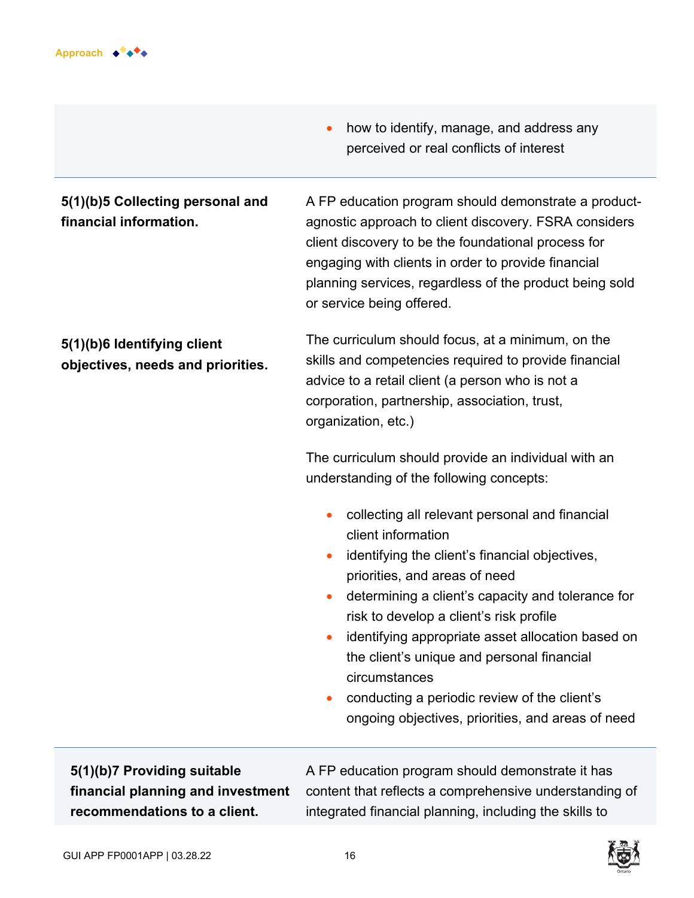| | |
|---|---|
| | • how to identify, manage, and address any perceived or real conflicts of interest |
| **5(1)(b)5 Collecting personal and financial information.** | A FP education program should demonstrate a product-agnostic approach to client discovery. FSRA considers client discovery to be the foundational process for engaging with clients in order to provide financial planning services, regardless of the product being sold or service being offered. |
| **5(1)(b)6 Identifying client objectives, needs and priorities.** | The curriculum should focus, at a minimum, on the skills and competencies required to provide financial advice to a retail client (a person who is not a corporation, partnership, association, trust, organization, etc.)<br><br>The curriculum should provide an individual with an understanding of the following concepts:<br><br>• collecting all relevant personal and financial client information<br>• identifying the client's financial objectives, priorities, and areas of need<br>• determining a client's capacity and tolerance for risk to develop a client's risk profile<br>• identifying appropriate asset allocation based on the client's unique and personal financial circumstances<br>• conducting a periodic review of the client's ongoing objectives, priorities, and areas of need |
| **5(1)(b)7 Providing suitable financial planning and investment recommendations to a client.** | A FP education program should demonstrate it has content that reflects a comprehensive understanding of integrated financial planning, including the skills to |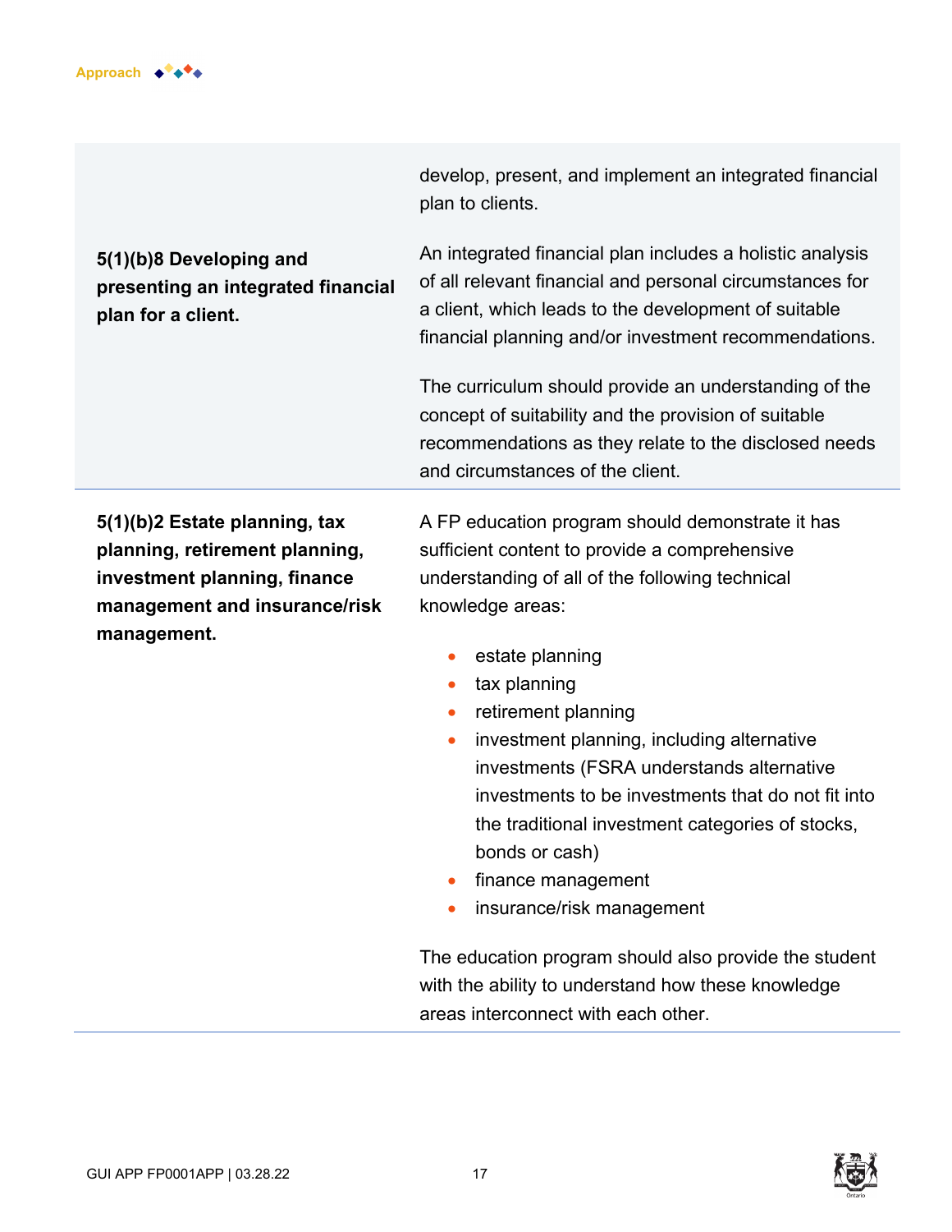| | |
|---|---|
| | develop, present, and implement an integrated financial plan to clients. |
| **5(1)(b)8 Developing and presenting an integrated financial plan for a client.** | An integrated financial plan includes a holistic analysis of all relevant financial and personal circumstances for a client, which leads to the development of suitable financial planning and/or investment recommendations.<br><br>The curriculum should provide an understanding of the concept of suitability and the provision of suitable recommendations as they relate to the disclosed needs and circumstances of the client. |
| **5(1)(b)2 Estate planning, tax planning, retirement planning, investment planning, finance management and insurance/risk management.** | A FP education program should demonstrate it has sufficient content to provide a comprehensive understanding of all of the following technical knowledge areas:<br><br>• estate planning<br>• tax planning<br>• retirement planning<br>• investment planning, including alternative investments (FSRA understands alternative investments to be investments that do not fit into the traditional investment categories of stocks, bonds or cash)<br>• finance management<br>• insurance/risk management<br><br>The education program should also provide the student with the ability to understand how these knowledge areas interconnect with each other. |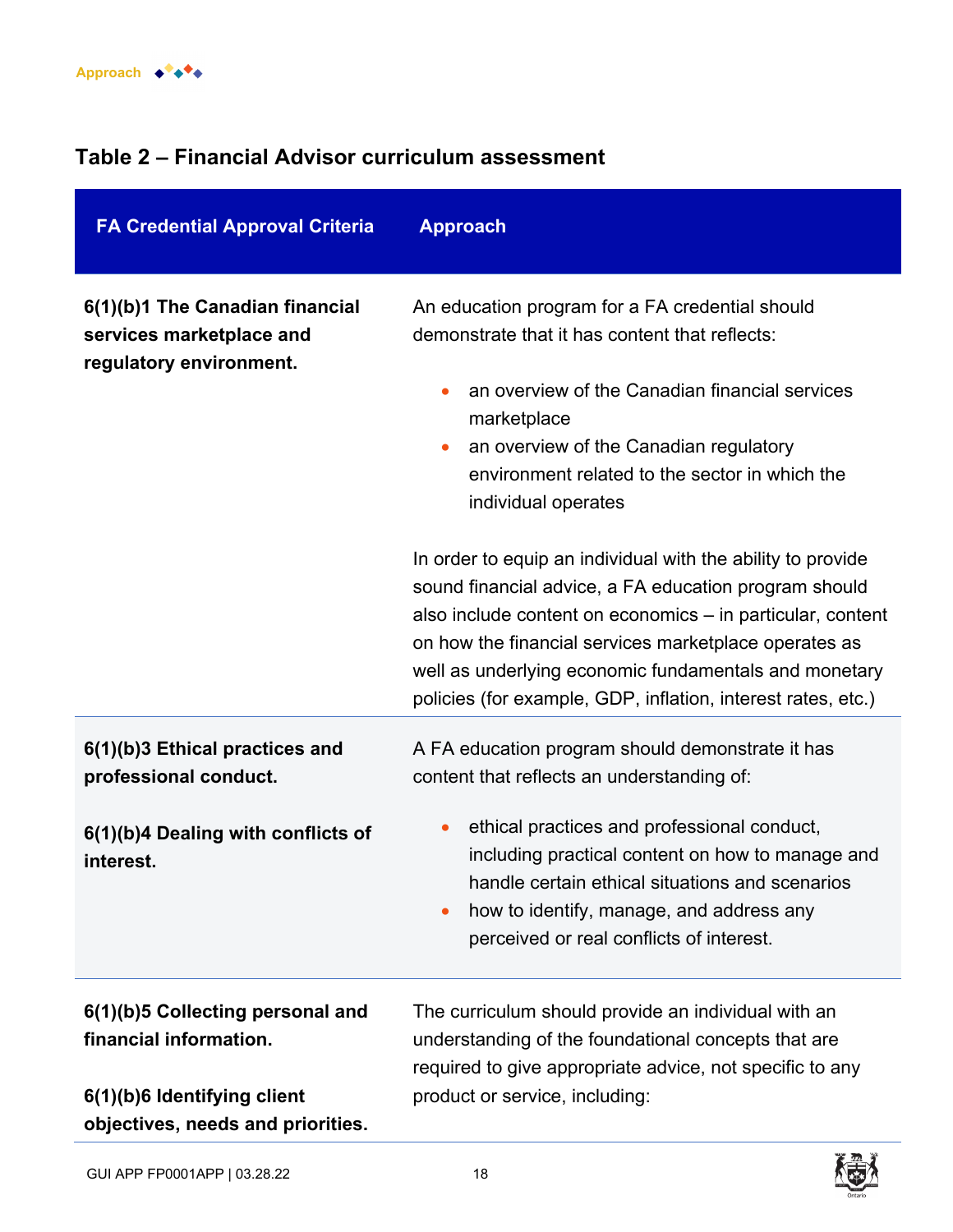## Table 2 – Financial Advisor curriculum assessment

| FA Credential Approval Criteria | Approach |
|---|---|
| **6(1)(b)1 The Canadian financial services marketplace and regulatory environment.** | An education program for a FA credential should demonstrate that it has content that reflects:<br><br>• an overview of the Canadian financial services marketplace<br>• an overview of the Canadian regulatory environment related to the sector in which the individual operates<br><br>In order to equip an individual with the ability to provide sound financial advice, a FA education program should also include content on economics – in particular, content on how the financial services marketplace operates as well as underlying economic fundamentals and monetary policies (for example, GDP, inflation, interest rates, etc.) |
| **6(1)(b)3 Ethical practices and professional conduct.**<br><br>**6(1)(b)4 Dealing with conflicts of interest.** | A FA education program should demonstrate it has content that reflects an understanding of:<br><br>• ethical practices and professional conduct, including practical content on how to manage and handle certain ethical situations and scenarios<br>• how to identify, manage, and address any perceived or real conflicts of interest. |
| **6(1)(b)5 Collecting personal and financial information.**<br><br>**6(1)(b)6 Identifying client objectives, needs and priorities.** | The curriculum should provide an individual with an understanding of the foundational concepts that are required to give appropriate advice, not specific to any product or service, including: |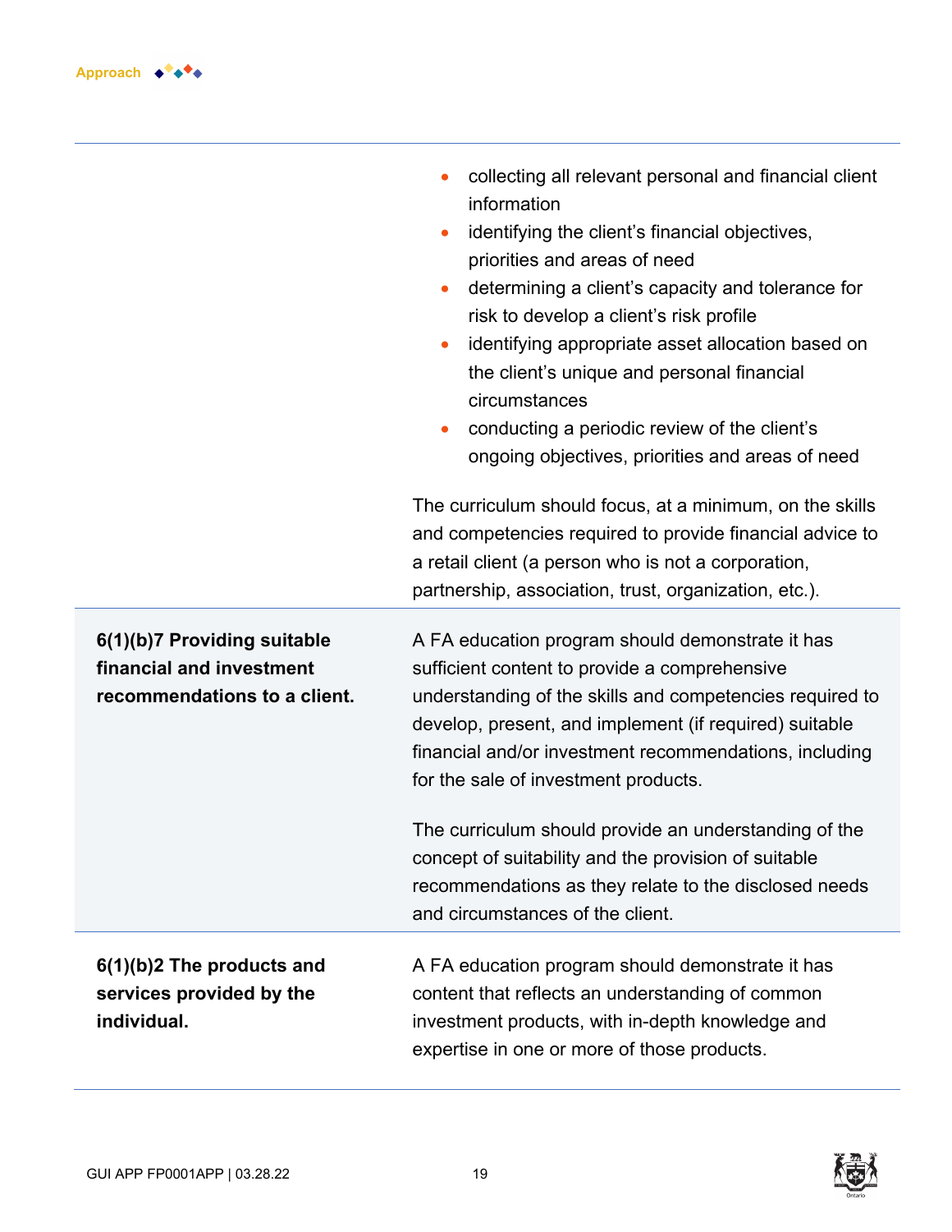| | |
|---|---|
| | • collecting all relevant personal and financial client information<br>• identifying the client's financial objectives, priorities and areas of need<br>• determining a client's capacity and tolerance for risk to develop a client's risk profile<br>• identifying appropriate asset allocation based on the client's unique and personal financial circumstances<br>• conducting a periodic review of the client's ongoing objectives, priorities and areas of need<br><br>The curriculum should focus, at a minimum, on the skills and competencies required to provide financial advice to a retail client (a person who is not a corporation, partnership, association, trust, organization, etc.). |
| **6(1)(b)7 Providing suitable financial and investment recommendations to a client.** | A FA education program should demonstrate it has sufficient content to provide a comprehensive understanding of the skills and competencies required to develop, present, and implement (if required) suitable financial and/or investment recommendations, including for the sale of investment products.<br><br>The curriculum should provide an understanding of the concept of suitability and the provision of suitable recommendations as they relate to the disclosed needs and circumstances of the client. |
| **6(1)(b)2 The products and services provided by the individual.** | A FA education program should demonstrate it has content that reflects an understanding of common investment products, with in-depth knowledge and expertise in one or more of those products. |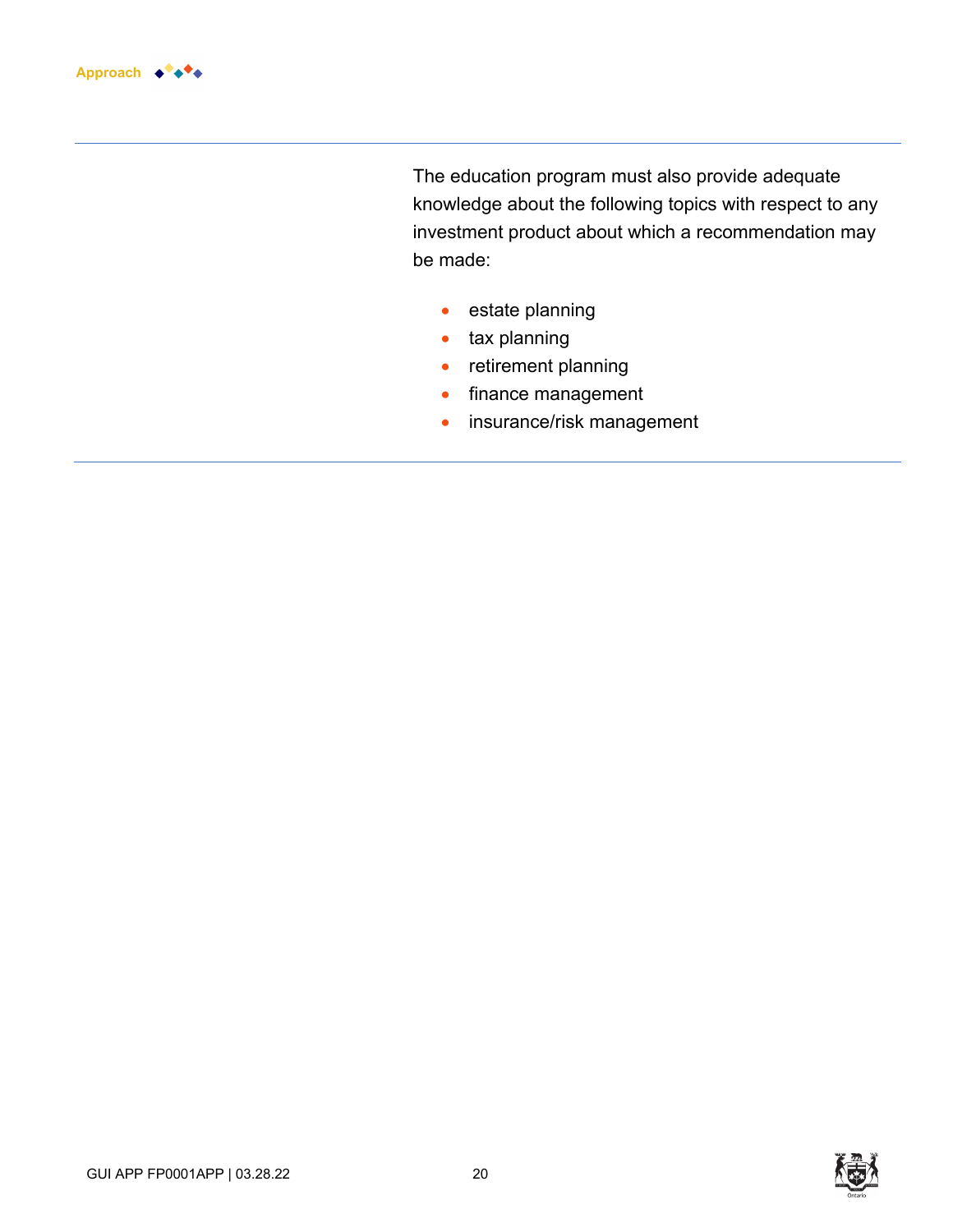The education program must also provide adequate knowledge about the following topics with respect to any investment product about which a recommendation may be made:

- estate planning
- tax planning
- retirement planning
- finance management
- insurance/risk management